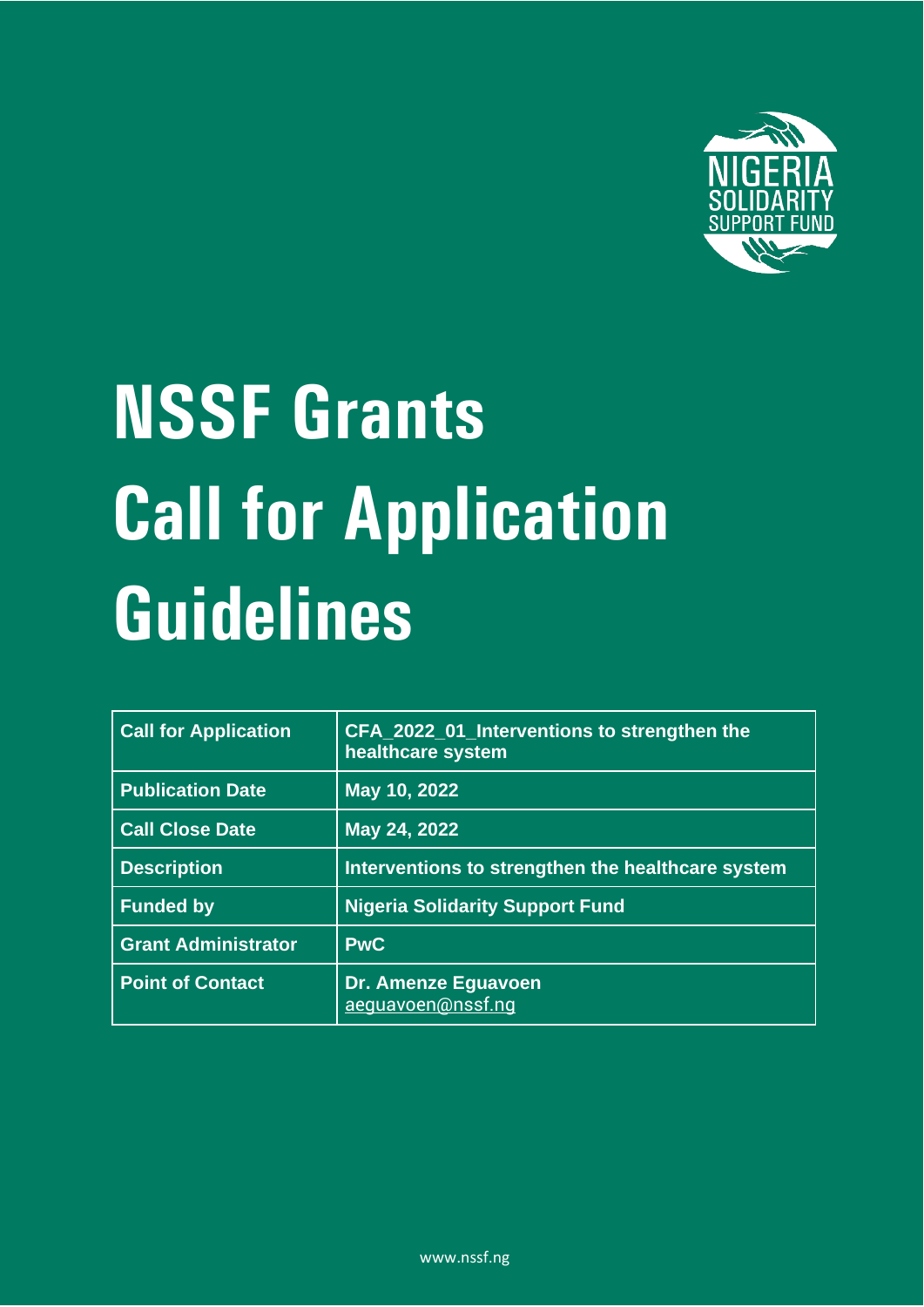# NSSF Grants Call for Application Guidelines

| Call for Application | CFA_2022_01_Interventions to strengthen the healthcare system |
|---|---|
| Publication Date | May 10, 2022 |
| Call Close Date | May 24, 2022 |
| Description | Interventions to strengthen the healthcare system |
| Funded by | Nigeria Solidarity Support Fund |
| Grant Administrator | PwC |
| Point of Contact | Dr. Amenze Eguavoen aeguavoen@nssf.ng |

www.nssf.ng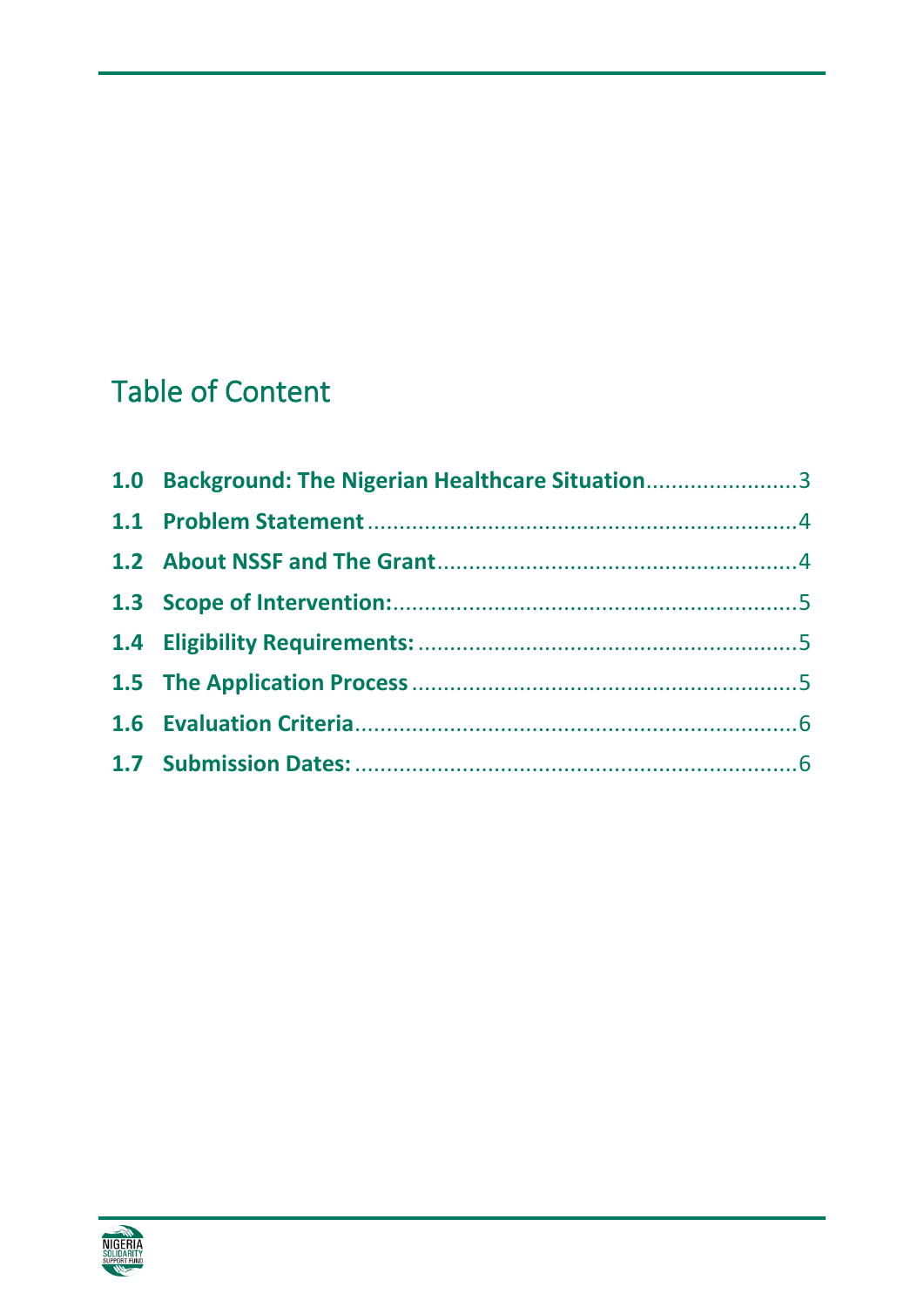# Table of Content

**1.0 Background: The Nigerian Healthcare Situation**........................3

**1.1 Problem Statement**....................................................................4

**1.2 About NSSF and The Grant**.........................................................4

**1.3 Scope of Intervention:**................................................................5

**1.4 Eligibility Requirements:**............................................................5

**1.5 The Application Process**.............................................................5

**1.6 Evaluation Criteria**.....................................................................6

**1.7 Submission Dates:**......................................................................6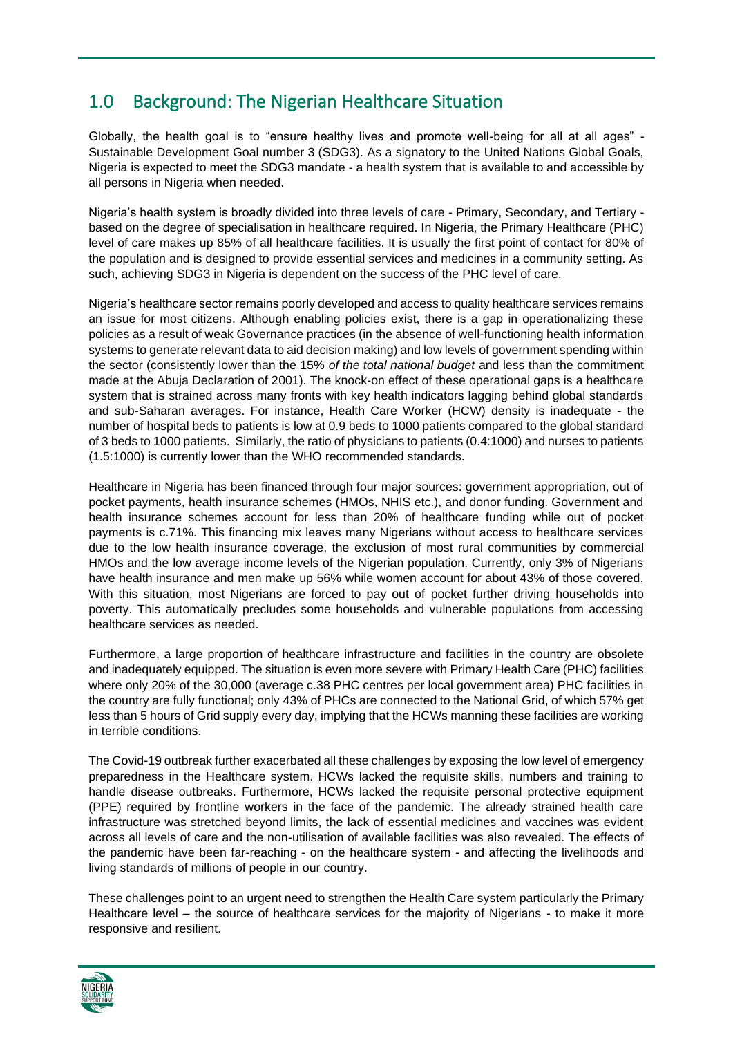## 1.0 Background: The Nigerian Healthcare Situation

Globally, the health goal is to "ensure healthy lives and promote well-being for all at all ages" - Sustainable Development Goal number 3 (SDG3). As a signatory to the United Nations Global Goals, Nigeria is expected to meet the SDG3 mandate - a health system that is available to and accessible by all persons in Nigeria when needed.

Nigeria's health system is broadly divided into three levels of care - Primary, Secondary, and Tertiary - based on the degree of specialisation in healthcare required. In Nigeria, the Primary Healthcare (PHC) level of care makes up 85% of all healthcare facilities. It is usually the first point of contact for 80% of the population and is designed to provide essential services and medicines in a community setting. As such, achieving SDG3 in Nigeria is dependent on the success of the PHC level of care.

Nigeria's healthcare sector remains poorly developed and access to quality healthcare services remains an issue for most citizens. Although enabling policies exist, there is a gap in operationalizing these policies as a result of weak Governance practices (in the absence of well-functioning health information systems to generate relevant data to aid decision making) and low levels of government spending within the sector (consistently lower than the 15% *of the total national budget* and less than the commitment made at the Abuja Declaration of 2001). The knock-on effect of these operational gaps is a healthcare system that is strained across many fronts with key health indicators lagging behind global standards and sub-Saharan averages. For instance, Health Care Worker (HCW) density is inadequate - the number of hospital beds to patients is low at 0.9 beds to 1000 patients compared to the global standard of 3 beds to 1000 patients. Similarly, the ratio of physicians to patients (0.4:1000) and nurses to patients (1.5:1000) is currently lower than the WHO recommended standards.

Healthcare in Nigeria has been financed through four major sources: government appropriation, out of pocket payments, health insurance schemes (HMOs, NHIS etc.), and donor funding. Government and health insurance schemes account for less than 20% of healthcare funding while out of pocket payments is c.71%. This financing mix leaves many Nigerians without access to healthcare services due to the low health insurance coverage, the exclusion of most rural communities by commercial HMOs and the low average income levels of the Nigerian population. Currently, only 3% of Nigerians have health insurance and men make up 56% while women account for about 43% of those covered. With this situation, most Nigerians are forced to pay out of pocket further driving households into poverty. This automatically precludes some households and vulnerable populations from accessing healthcare services as needed.

Furthermore, a large proportion of healthcare infrastructure and facilities in the country are obsolete and inadequately equipped. The situation is even more severe with Primary Health Care (PHC) facilities where only 20% of the 30,000 (average c.38 PHC centres per local government area) PHC facilities in the country are fully functional; only 43% of PHCs are connected to the National Grid, of which 57% get less than 5 hours of Grid supply every day, implying that the HCWs manning these facilities are working in terrible conditions.

The Covid-19 outbreak further exacerbated all these challenges by exposing the low level of emergency preparedness in the Healthcare system. HCWs lacked the requisite skills, numbers and training to handle disease outbreaks. Furthermore, HCWs lacked the requisite personal protective equipment (PPE) required by frontline workers in the face of the pandemic. The already strained health care infrastructure was stretched beyond limits, the lack of essential medicines and vaccines was evident across all levels of care and the non-utilisation of available facilities was also revealed. The effects of the pandemic have been far-reaching - on the healthcare system - and affecting the livelihoods and living standards of millions of people in our country.

These challenges point to an urgent need to strengthen the Health Care system particularly the Primary Healthcare level – the source of healthcare services for the majority of Nigerians - to make it more responsive and resilient.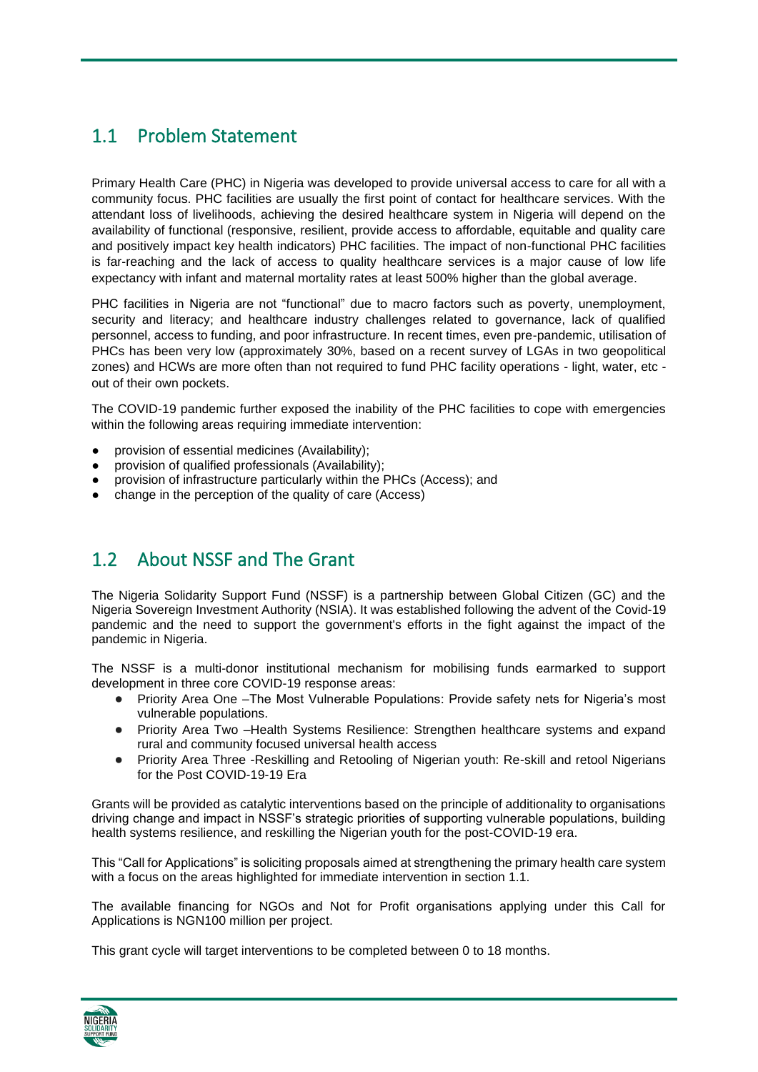## 1.1 Problem Statement

Primary Health Care (PHC) in Nigeria was developed to provide universal access to care for all with a community focus. PHC facilities are usually the first point of contact for healthcare services. With the attendant loss of livelihoods, achieving the desired healthcare system in Nigeria will depend on the availability of functional (responsive, resilient, provide access to affordable, equitable and quality care and positively impact key health indicators) PHC facilities. The impact of non-functional PHC facilities is far-reaching and the lack of access to quality healthcare services is a major cause of low life expectancy with infant and maternal mortality rates at least 500% higher than the global average.

PHC facilities in Nigeria are not "functional" due to macro factors such as poverty, unemployment, security and literacy; and healthcare industry challenges related to governance, lack of qualified personnel, access to funding, and poor infrastructure. In recent times, even pre-pandemic, utilisation of PHCs has been very low (approximately 30%, based on a recent survey of LGAs in two geopolitical zones) and HCWs are more often than not required to fund PHC facility operations - light, water, etc - out of their own pockets.

The COVID-19 pandemic further exposed the inability of the PHC facilities to cope with emergencies within the following areas requiring immediate intervention:

- provision of essential medicines (Availability);
- provision of qualified professionals (Availability);
- provision of infrastructure particularly within the PHCs (Access); and
- change in the perception of the quality of care (Access)

## 1.2 About NSSF and The Grant

The Nigeria Solidarity Support Fund (NSSF) is a partnership between Global Citizen (GC) and the Nigeria Sovereign Investment Authority (NSIA). It was established following the advent of the Covid-19 pandemic and the need to support the government's efforts in the fight against the impact of the pandemic in Nigeria.

The NSSF is a multi-donor institutional mechanism for mobilising funds earmarked to support development in three core COVID-19 response areas:

- Priority Area One –The Most Vulnerable Populations: Provide safety nets for Nigeria's most vulnerable populations.
- Priority Area Two –Health Systems Resilience: Strengthen healthcare systems and expand rural and community focused universal health access
- Priority Area Three -Reskilling and Retooling of Nigerian youth: Re-skill and retool Nigerians for the Post COVID-19-19 Era

Grants will be provided as catalytic interventions based on the principle of additionality to organisations driving change and impact in NSSF's strategic priorities of supporting vulnerable populations, building health systems resilience, and reskilling the Nigerian youth for the post-COVID-19 era.

This "Call for Applications" is soliciting proposals aimed at strengthening the primary health care system with a focus on the areas highlighted for immediate intervention in section 1.1.

The available financing for NGOs and Not for Profit organisations applying under this Call for Applications is NGN100 million per project.

This grant cycle will target interventions to be completed between 0 to 18 months.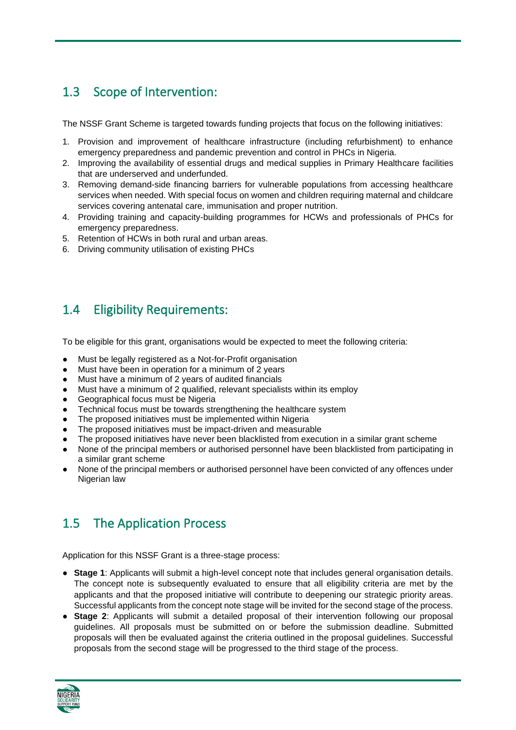## 1.3 Scope of Intervention:

The NSSF Grant Scheme is targeted towards funding projects that focus on the following initiatives:

1. Provision and improvement of healthcare infrastructure (including refurbishment) to enhance emergency preparedness and pandemic prevention and control in PHCs in Nigeria.
2. Improving the availability of essential drugs and medical supplies in Primary Healthcare facilities that are underserved and underfunded.
3. Removing demand-side financing barriers for vulnerable populations from accessing healthcare services when needed. With special focus on women and children requiring maternal and childcare services covering antenatal care, immunisation and proper nutrition.
4. Providing training and capacity-building programmes for HCWs and professionals of PHCs for emergency preparedness.
5. Retention of HCWs in both rural and urban areas.
6. Driving community utilisation of existing PHCs

## 1.4 Eligibility Requirements:

To be eligible for this grant, organisations would be expected to meet the following criteria:

- Must be legally registered as a Not-for-Profit organisation
- Must have been in operation for a minimum of 2 years
- Must have a minimum of 2 years of audited financials
- Must have a minimum of 2 qualified, relevant specialists within its employ
- Geographical focus must be Nigeria
- Technical focus must be towards strengthening the healthcare system
- The proposed initiatives must be implemented within Nigeria
- The proposed initiatives must be impact-driven and measurable
- The proposed initiatives have never been blacklisted from execution in a similar grant scheme
- None of the principal members or authorised personnel have been blacklisted from participating in a similar grant scheme
- None of the principal members or authorised personnel have been convicted of any offences under Nigerian law

## 1.5 The Application Process

Application for this NSSF Grant is a three-stage process:

- **Stage 1**: Applicants will submit a high-level concept note that includes general organisation details. The concept note is subsequently evaluated to ensure that all eligibility criteria are met by the applicants and that the proposed initiative will contribute to deepening our strategic priority areas. Successful applicants from the concept note stage will be invited for the second stage of the process.
- **Stage 2**: Applicants will submit a detailed proposal of their intervention following our proposal guidelines. All proposals must be submitted on or before the submission deadline. Submitted proposals will then be evaluated against the criteria outlined in the proposal guidelines. Successful proposals from the second stage will be progressed to the third stage of the process.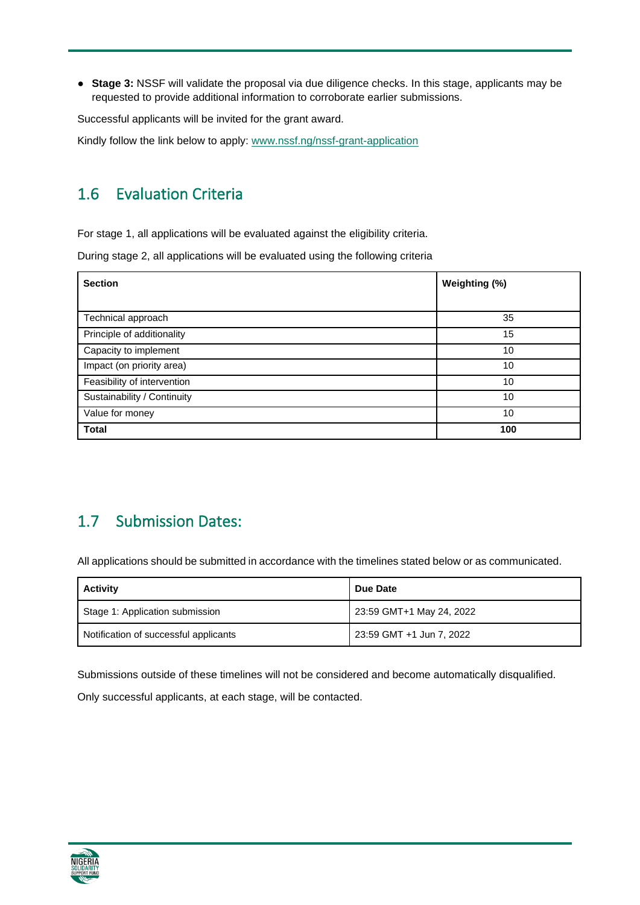- **Stage 3:** NSSF will validate the proposal via due diligence checks. In this stage, applicants may be requested to provide additional information to corroborate earlier submissions.

Successful applicants will be invited for the grant award.

Kindly follow the link below to apply: [www.nssf.ng/nssf-grant-application](www.nssf.ng/nssf-grant-application)

## 1.6 Evaluation Criteria

For stage 1, all applications will be evaluated against the eligibility criteria.

During stage 2, all applications will be evaluated using the following criteria

| **Section** | **Weighting (%)** |
|---|---|
| Technical approach | 35 |
| Principle of additionality | 15 |
| Capacity to implement | 10 |
| Impact (on priority area) | 10 |
| Feasibility of intervention | 10 |
| Sustainability / Continuity | 10 |
| Value for money | 10 |
| **Total** | **100** |

## 1.7 Submission Dates:

All applications should be submitted in accordance with the timelines stated below or as communicated.

| **Activity** | **Due Date** |
|---|---|
| Stage 1: Application submission | 23:59 GMT+1 May 24, 2022 |
| Notification of successful applicants | 23:59 GMT +1 Jun 7, 2022 |

Submissions outside of these timelines will not be considered and become automatically disqualified.

Only successful applicants, at each stage, will be contacted.